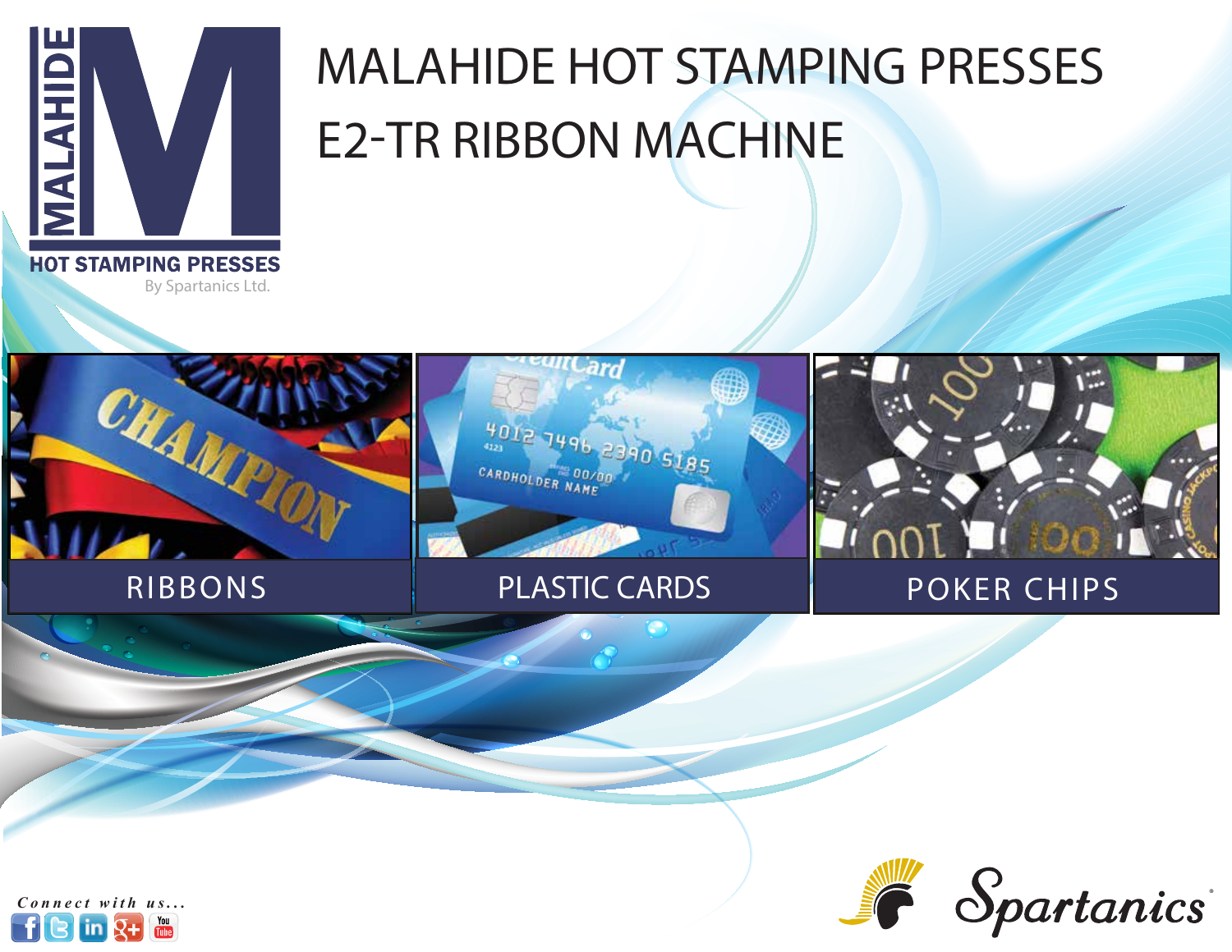MALAHIDE

HOT STAMPING PRESSES

By Spartanics Ltd.

# MALAHIDE HOT STAMPING PRESSES
# E2-TR RIBBON MACHINE

RIBBONS

PLASTIC CARDS

POKER CHIPS

Connect with us...

Spartanics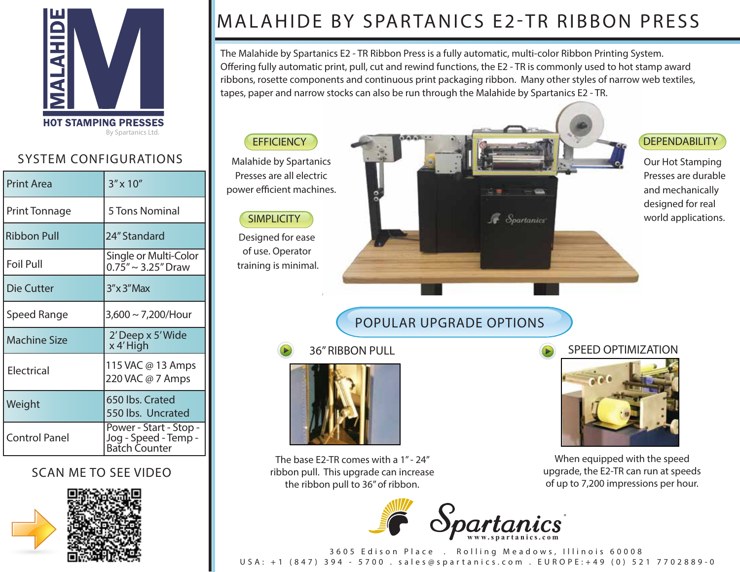MALAHIDE

HOT STAMPING PRESSES

By Spartanics Ltd.

## SYSTEM CONFIGURATIONS

| | |
|---|---|
| Print Area | 3" x 10" |
| Print Tonnage | 5 Tons Nominal |
| Ribbon Pull | 24" Standard |
| Foil Pull | Single or Multi-Color 0.75" ~ 3.25" Draw |
| Die Cutter | 3"x 3" Max |
| Speed Range | 3,600 ~ 7,200/Hour |
| Machine Size | 2' Deep x 5' Wide x 4' High |
| Electrical | 115 VAC @ 13 Amps<br>220 VAC @ 7 Amps |
| Weight | 650 lbs. Crated<br>550 lbs. Uncrated |
| Control Panel | Power - Start - Stop - Jog - Speed - Temp - Batch Counter |

## SCAN ME TO SEE VIDEO

# MALAHIDE BY SPARTANICS E2-TR RIBBON PRESS

The Malahide by Spartanics E2 - TR Ribbon Press is a fully automatic, multi-color Ribbon Printing System. Offering fully automatic print, pull, cut and rewind functions, the E2 - TR is commonly used to hot stamp award ribbons, rosette components and continuous print packaging ribbon. Many other styles of narrow web textiles, tapes, paper and narrow stocks can also be run through the Malahide by Spartanics E2 - TR.

### EFFICIENCY

Malahide by Spartanics Presses are all electric power efficient machines.

### SIMPLICITY

Designed for ease of use. Operator training is minimal.

### DEPENDABILITY

Our Hot Stamping Presses are durable and mechanically designed for real world applications.

## POPULAR UPGRADE OPTIONS

### 36" RIBBON PULL

The base E2-TR comes with a 1" - 24" ribbon pull. This upgrade can increase the ribbon pull to 36" of ribbon.

### SPEED OPTIMIZATION

When equipped with the speed upgrade, the E2-TR can run at speeds of up to 7,200 impressions per hour.

Spartanics

www.spartanics.com

3605 Edison Place . Rolling Meadows, Illinois 60008

USA: +1 (847) 394 - 5700 . sales@spartanics.com . EUROPE:+49 (0) 521 7702889-0